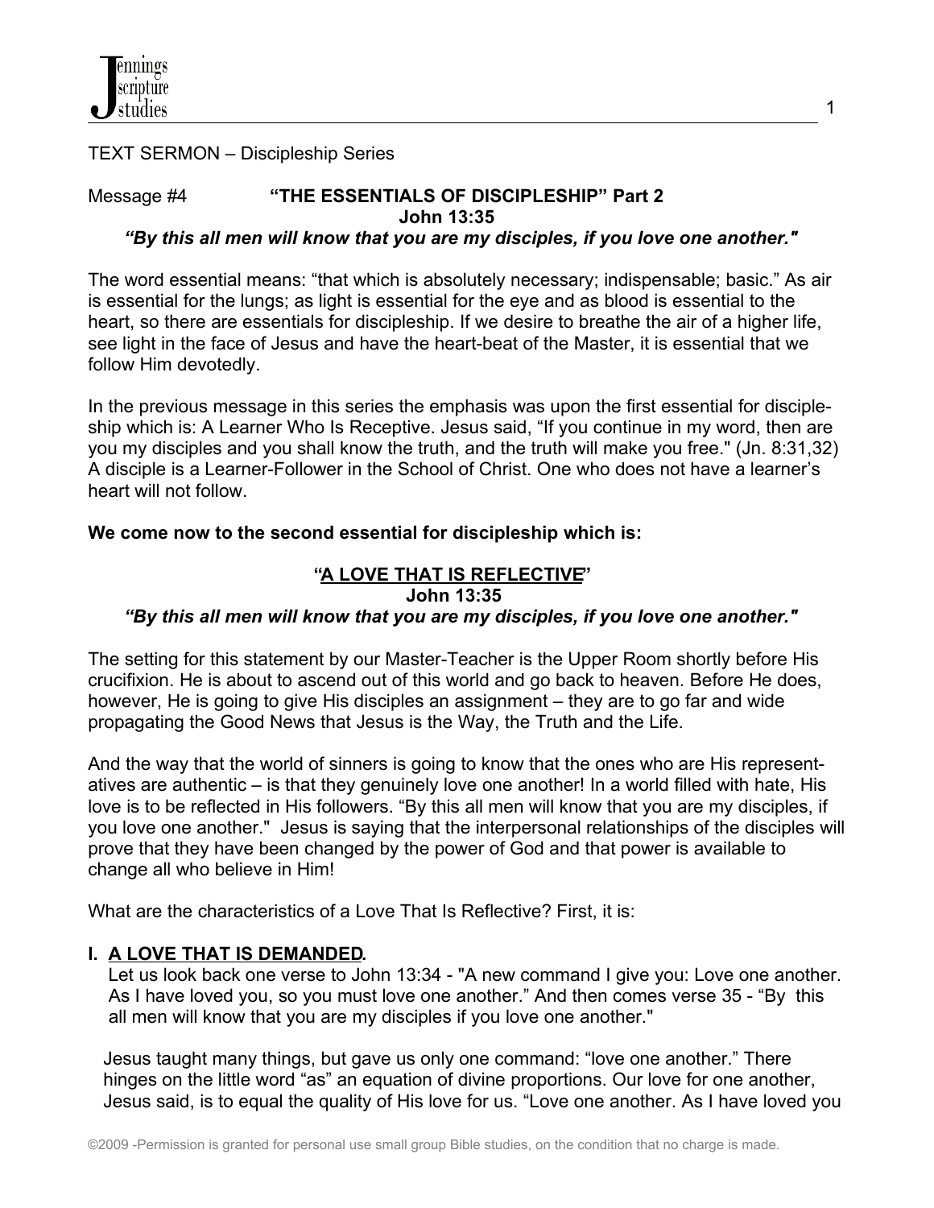TEXT SERMON – Discipleship Series

Message #4 **"THE ESSENTIALS OF DISCIPLESHIP" Part 2**
**John 13:35**
***"By this all men will know that you are my disciples, if you love one another."***

The word essential means: "that which is absolutely necessary; indispensable; basic." As air is essential for the lungs; as light is essential for the eye and as blood is essential to the heart, so there are essentials for discipleship. If we desire to breathe the air of a higher life, see light in the face of Jesus and have the heart-beat of the Master, it is essential that we follow Him devotedly.

In the previous message in this series the emphasis was upon the first essential for discipleship which is: A Learner Who Is Receptive. Jesus said, "If you continue in my word, then are you my disciples and you shall know the truth, and the truth will make you free." (Jn. 8:31,32) A disciple is a Learner-Follower in the School of Christ. One who does not have a learner's heart will not follow.

**We come now to the second essential for discipleship which is:**

## "A LOVE THAT IS REFLECTIVE"

**John 13:35**
***"By this all men will know that you are my disciples, if you love one another."***

The setting for this statement by our Master-Teacher is the Upper Room shortly before His crucifixion. He is about to ascend out of this world and go back to heaven. Before He does, however, He is going to give His disciples an assignment – they are to go far and wide propagating the Good News that Jesus is the Way, the Truth and the Life.

And the way that the world of sinners is going to know that the ones who are His representatives are authentic – is that they genuinely love one another! In a world filled with hate, His love is to be reflected in His followers. "By this all men will know that you are my disciples, if you love one another." Jesus is saying that the interpersonal relationships of the disciples will prove that they have been changed by the power of God and that power is available to change all who believe in Him!

What are the characteristics of a Love That Is Reflective? First, it is:

### I. A LOVE THAT IS DEMANDED.

Let us look back one verse to John 13:34 - "A new command I give you: Love one another. As I have loved you, so you must love one another." And then comes verse 35 - "By this all men will know that you are my disciples if you love one another."

Jesus taught many things, but gave us only one command: "love one another." There hinges on the little word "as" an equation of divine proportions. Our love for one another, Jesus said, is to equal the quality of His love for us. "Love one another. As I have loved you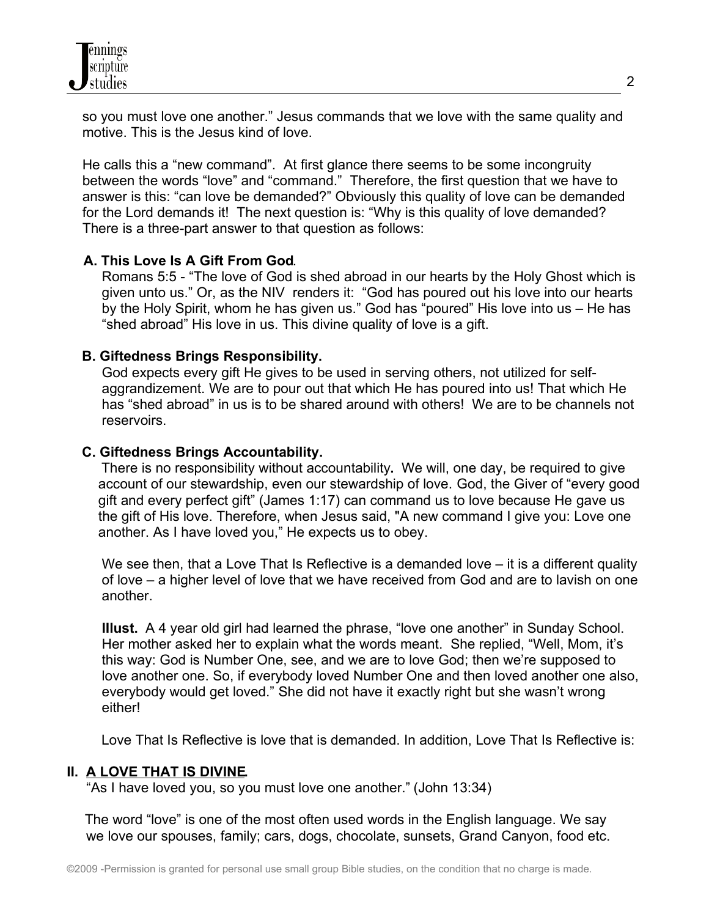so you must love one another." Jesus commands that we love with the same quality and motive. This is the Jesus kind of love.

He calls this a "new command". At first glance there seems to be some incongruity between the words "love" and "command." Therefore, the first question that we have to answer is this: "can love be demanded?" Obviously this quality of love can be demanded for the Lord demands it! The next question is: "Why is this quality of love demanded? There is a three-part answer to that question as follows:

**A. This Love Is A Gift From God**.

Romans 5:5 - "The love of God is shed abroad in our hearts by the Holy Ghost which is given unto us." Or, as the NIV renders it: "God has poured out his love into our hearts by the Holy Spirit, whom he has given us." God has "poured" His love into us – He has "shed abroad" His love in us. This divine quality of love is a gift.

**B. Giftedness Brings Responsibility.**

God expects every gift He gives to be used in serving others, not utilized for self-aggrandizement. We are to pour out that which He has poured into us! That which He has "shed abroad" in us is to be shared around with others! We are to be channels not reservoirs.

**C. Giftedness Brings Accountability.**

There is no responsibility without accountability**.** We will, one day, be required to give account of our stewardship, even our stewardship of love. God, the Giver of "every good gift and every perfect gift" (James 1:17) can command us to love because He gave us the gift of His love. Therefore, when Jesus said, "A new command I give you: Love one another. As I have loved you," He expects us to obey.

We see then, that a Love That Is Reflective is a demanded love – it is a different quality of love – a higher level of love that we have received from God and are to lavish on one another.

**Illust.** A 4 year old girl had learned the phrase, "love one another" in Sunday School. Her mother asked her to explain what the words meant. She replied, "Well, Mom, it's this way: God is Number One, see, and we are to love God; then we're supposed to love another one. So, if everybody loved Number One and then loved another one also, everybody would get loved." She did not have it exactly right but she wasn't wrong either!

Love That Is Reflective is love that is demanded. In addition, Love That Is Reflective is:

## II. A LOVE THAT IS DIVINE

"As I have loved you, so you must love one another." (John 13:34)

The word "love" is one of the most often used words in the English language. We say we love our spouses, family; cars, dogs, chocolate, sunsets, Grand Canyon, food etc.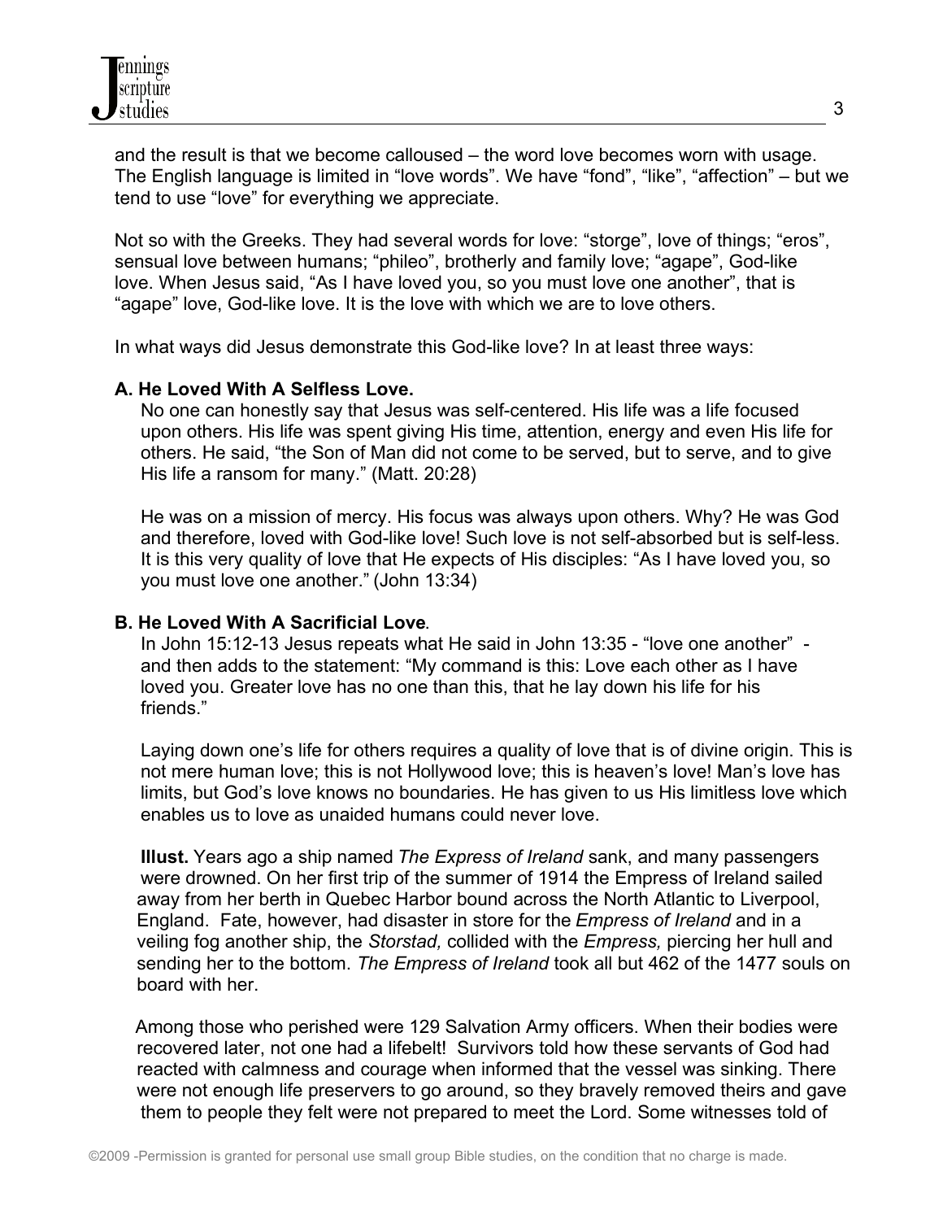and the result is that we become calloused – the word love becomes worn with usage. The English language is limited in "love words". We have "fond", "like", "affection" – but we tend to use "love" for everything we appreciate.

Not so with the Greeks. They had several words for love: "storge", love of things; "eros", sensual love between humans; "phileo", brotherly and family love; "agape", God-like love. When Jesus said, "As I have loved you, so you must love one another", that is "agape" love, God-like love. It is the love with which we are to love others.

In what ways did Jesus demonstrate this God-like love? In at least three ways:

**A. He Loved With A Selfless Love.**

No one can honestly say that Jesus was self-centered. His life was a life focused upon others. His life was spent giving His time, attention, energy and even His life for others. He said, "the Son of Man did not come to be served, but to serve, and to give His life a ransom for many." (Matt. 20:28)

He was on a mission of mercy. His focus was always upon others. Why? He was God and therefore, loved with God-like love! Such love is not self-absorbed but is self-less. It is this very quality of love that He expects of His disciples: "As I have loved you, so you must love one another." (John 13:34)

**B. He Loved With A Sacrificial Love**.

In John 15:12-13 Jesus repeats what He said in John 13:35 - "love one another" - and then adds to the statement: "My command is this: Love each other as I have loved you. Greater love has no one than this, that he lay down his life for his friends."

Laying down one's life for others requires a quality of love that is of divine origin. This is not mere human love; this is not Hollywood love; this is heaven's love! Man's love has limits, but God's love knows no boundaries. He has given to us His limitless love which enables us to love as unaided humans could never love.

**Illust.** Years ago a ship named *The Express of Ireland* sank, and many passengers were drowned. On her first trip of the summer of 1914 the Empress of Ireland sailed away from her berth in Quebec Harbor bound across the North Atlantic to Liverpool, England. Fate, however, had disaster in store for the *Empress of Ireland* and in a veiling fog another ship, the *Storstad,* collided with the *Empress,* piercing her hull and sending her to the bottom. *The Empress of Ireland* took all but 462 of the 1477 souls on board with her.

Among those who perished were 129 Salvation Army officers. When their bodies were recovered later, not one had a lifebelt! Survivors told how these servants of God had reacted with calmness and courage when informed that the vessel was sinking. There were not enough life preservers to go around, so they bravely removed theirs and gave them to people they felt were not prepared to meet the Lord. Some witnesses told of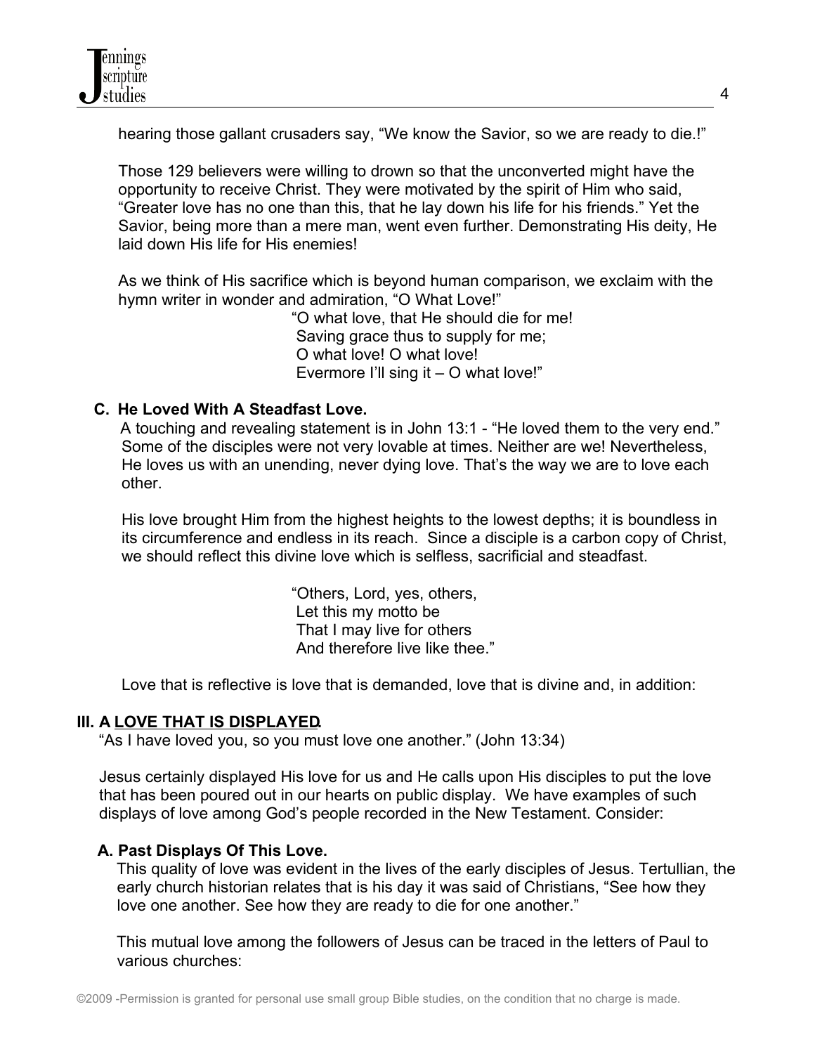hearing those gallant crusaders say, "We know the Savior, so we are ready to die.!"

Those 129 believers were willing to drown so that the unconverted might have the opportunity to receive Christ. They were motivated by the spirit of Him who said, "Greater love has no one than this, that he lay down his life for his friends." Yet the Savior, being more than a mere man, went even further. Demonstrating His deity, He laid down His life for His enemies!

As we think of His sacrifice which is beyond human comparison, we exclaim with the hymn writer in wonder and admiration, "O What Love!"

> "O what love, that He should die for me!
> Saving grace thus to supply for me;
> O what love! O what love!
> Evermore I'll sing it – O what love!"

**C. He Loved With A Steadfast Love.**

A touching and revealing statement is in John 13:1 - "He loved them to the very end." Some of the disciples were not very lovable at times. Neither are we! Nevertheless, He loves us with an unending, never dying love. That's the way we are to love each other.

His love brought Him from the highest heights to the lowest depths; it is boundless in its circumference and endless in its reach. Since a disciple is a carbon copy of Christ, we should reflect this divine love which is selfless, sacrificial and steadfast.

> "Others, Lord, yes, others,
> Let this my motto be
> That I may live for others
> And therefore live like thee."

Love that is reflective is love that is demanded, love that is divine and, in addition:

## III. A LOVE THAT IS DISPLAYED.

"As I have loved you, so you must love one another." (John 13:34)

Jesus certainly displayed His love for us and He calls upon His disciples to put the love that has been poured out in our hearts on public display. We have examples of such displays of love among God's people recorded in the New Testament. Consider:

**A. Past Displays Of This Love.**

This quality of love was evident in the lives of the early disciples of Jesus. Tertullian, the early church historian relates that is his day it was said of Christians, "See how they love one another. See how they are ready to die for one another."

This mutual love among the followers of Jesus can be traced in the letters of Paul to various churches: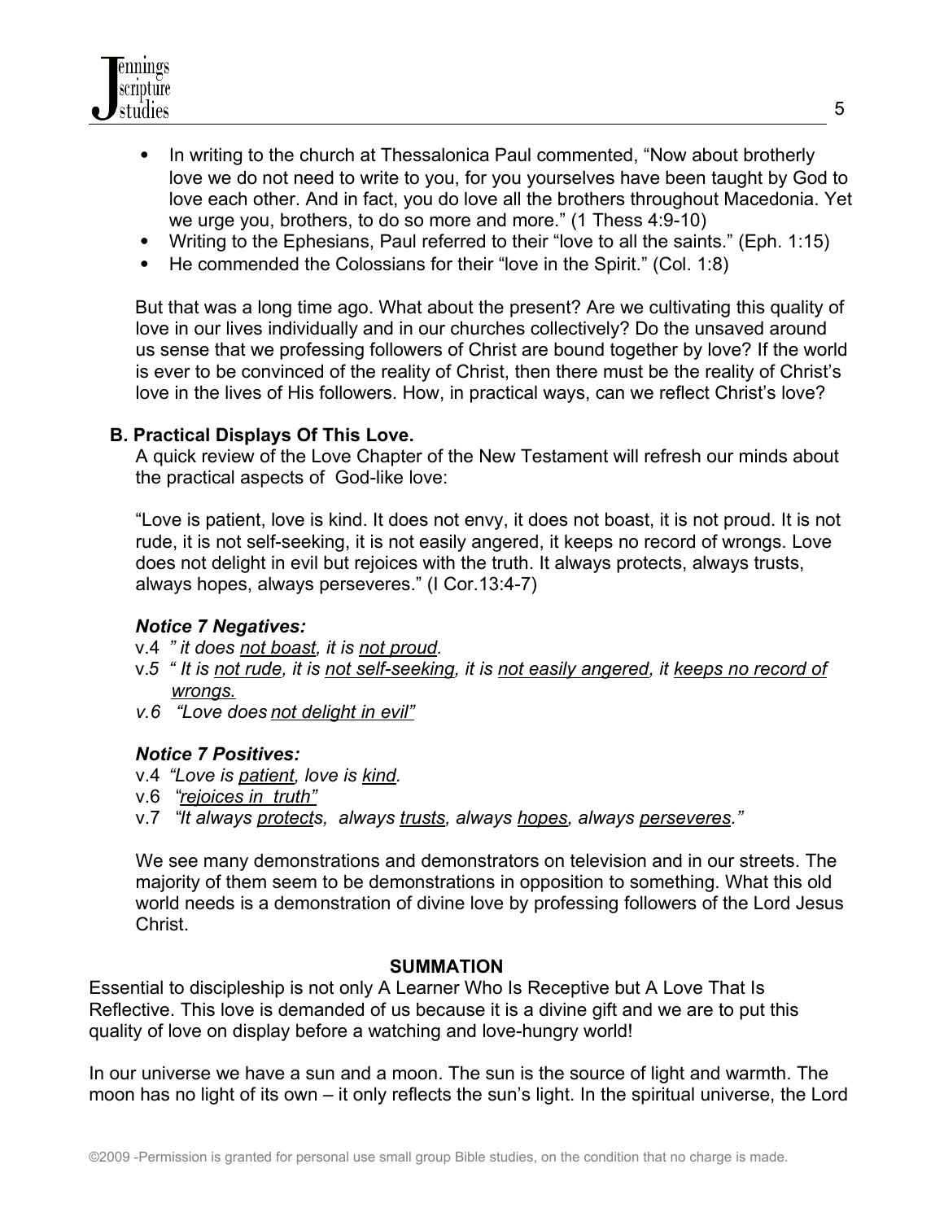- In writing to the church at Thessalonica Paul commented, "Now about brotherly love we do not need to write to you, for you yourselves have been taught by God to love each other. And in fact, you do love all the brothers throughout Macedonia. Yet we urge you, brothers, to do so more and more." (1 Thess 4:9-10)
- Writing to the Ephesians, Paul referred to their "love to all the saints." (Eph. 1:15)
- He commended the Colossians for their "love in the Spirit." (Col. 1:8)

But that was a long time ago. What about the present? Are we cultivating this quality of love in our lives individually and in our churches collectively? Do the unsaved around us sense that we professing followers of Christ are bound together by love? If the world is ever to be convinced of the reality of Christ, then there must be the reality of Christ's love in the lives of His followers. How, in practical ways, can we reflect Christ's love?

**B. Practical Displays Of This Love.**

A quick review of the Love Chapter of the New Testament will refresh our minds about the practical aspects of God-like love:

"Love is patient, love is kind. It does not envy, it does not boast, it is not proud. It is not rude, it is not self-seeking, it is not easily angered, it keeps no record of wrongs. Love does not delight in evil but rejoices with the truth. It always protects, always trusts, always hopes, always perseveres." (I Cor.13:4-7)

***Notice 7 Negatives:***

v.4 *" it does <u>not boast</u>, it is <u>not proud</u>.*

v.5 *" It is <u>not rude</u>, it is <u>not self-seeking</u>, it is <u>not easily angered</u>, it <u>keeps no record of wrongs.</u>*

*v.6 "Love does <u>not delight in evil</u>"*

***Notice 7 Positives:***

v.4 *"Love is <u>patient</u>, love is <u>kind</u>.*

v.6 *"<u>rejoices in truth</u>"*

v.7 *"It always <u>protect</u>s, always <u>trusts</u>, always <u>hopes</u>, always <u>perseveres</u>."*

We see many demonstrations and demonstrators on television and in our streets. The majority of them seem to be demonstrations in opposition to something. What this old world needs is a demonstration of divine love by professing followers of the Lord Jesus Christ.

**SUMMATION**

Essential to discipleship is not only A Learner Who Is Receptive but A Love That Is Reflective. This love is demanded of us because it is a divine gift and we are to put this quality of love on display before a watching and love-hungry world!

In our universe we have a sun and a moon. The sun is the source of light and warmth. The moon has no light of its own – it only reflects the sun's light. In the spiritual universe, the Lord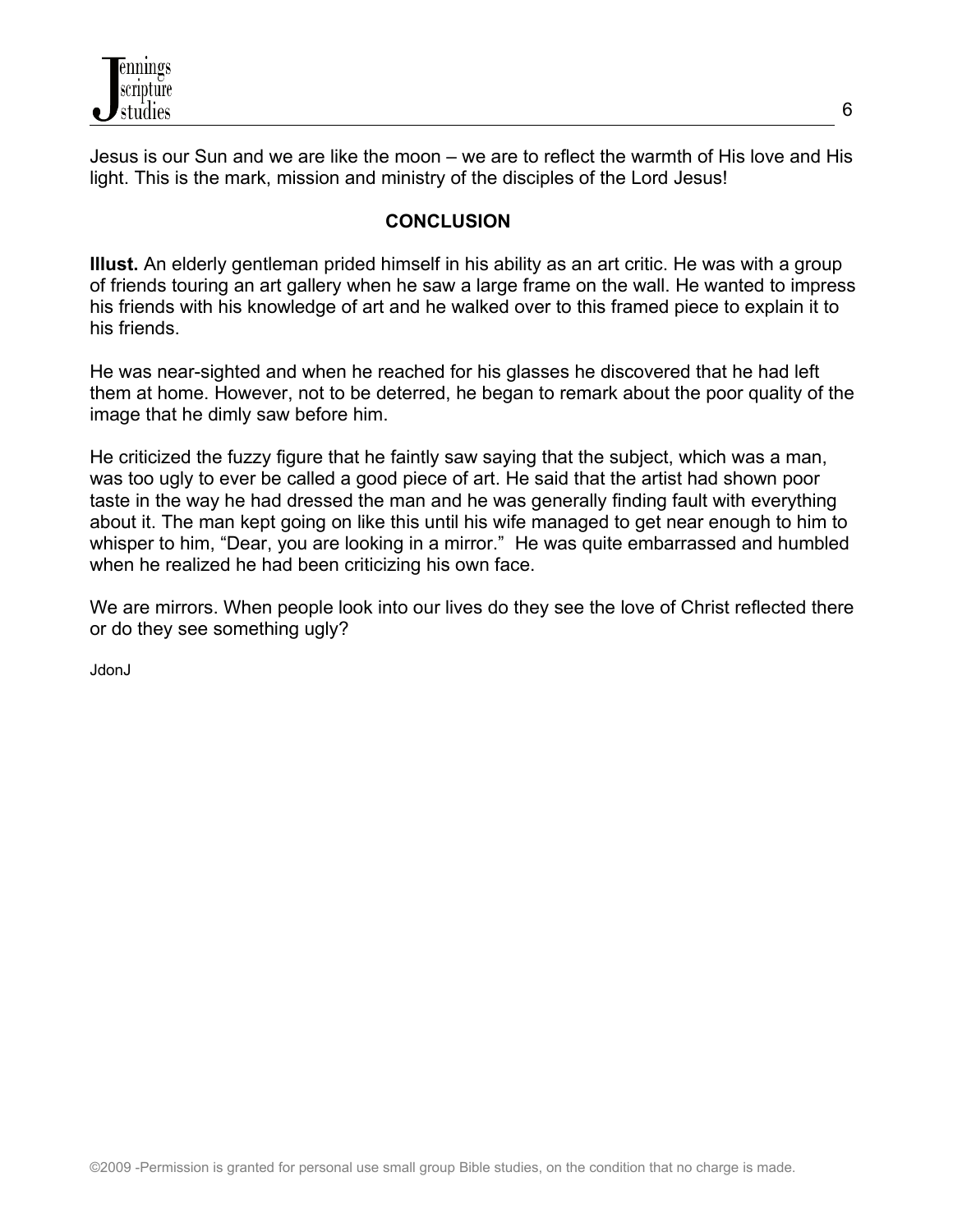Jesus is our Sun and we are like the moon – we are to reflect the warmth of His love and His light. This is the mark, mission and ministry of the disciples of the Lord Jesus!

## CONCLUSION

**Illust.** An elderly gentleman prided himself in his ability as an art critic. He was with a group of friends touring an art gallery when he saw a large frame on the wall. He wanted to impress his friends with his knowledge of art and he walked over to this framed piece to explain it to his friends.

He was near-sighted and when he reached for his glasses he discovered that he had left them at home. However, not to be deterred, he began to remark about the poor quality of the image that he dimly saw before him.

He criticized the fuzzy figure that he faintly saw saying that the subject, which was a man, was too ugly to ever be called a good piece of art. He said that the artist had shown poor taste in the way he had dressed the man and he was generally finding fault with everything about it. The man kept going on like this until his wife managed to get near enough to him to whisper to him, "Dear, you are looking in a mirror." He was quite embarrassed and humbled when he realized he had been criticizing his own face.

We are mirrors. When people look into our lives do they see the love of Christ reflected there or do they see something ugly?

JdonJ

©2009 -Permission is granted for personal use small group Bible studies, on the condition that no charge is made.